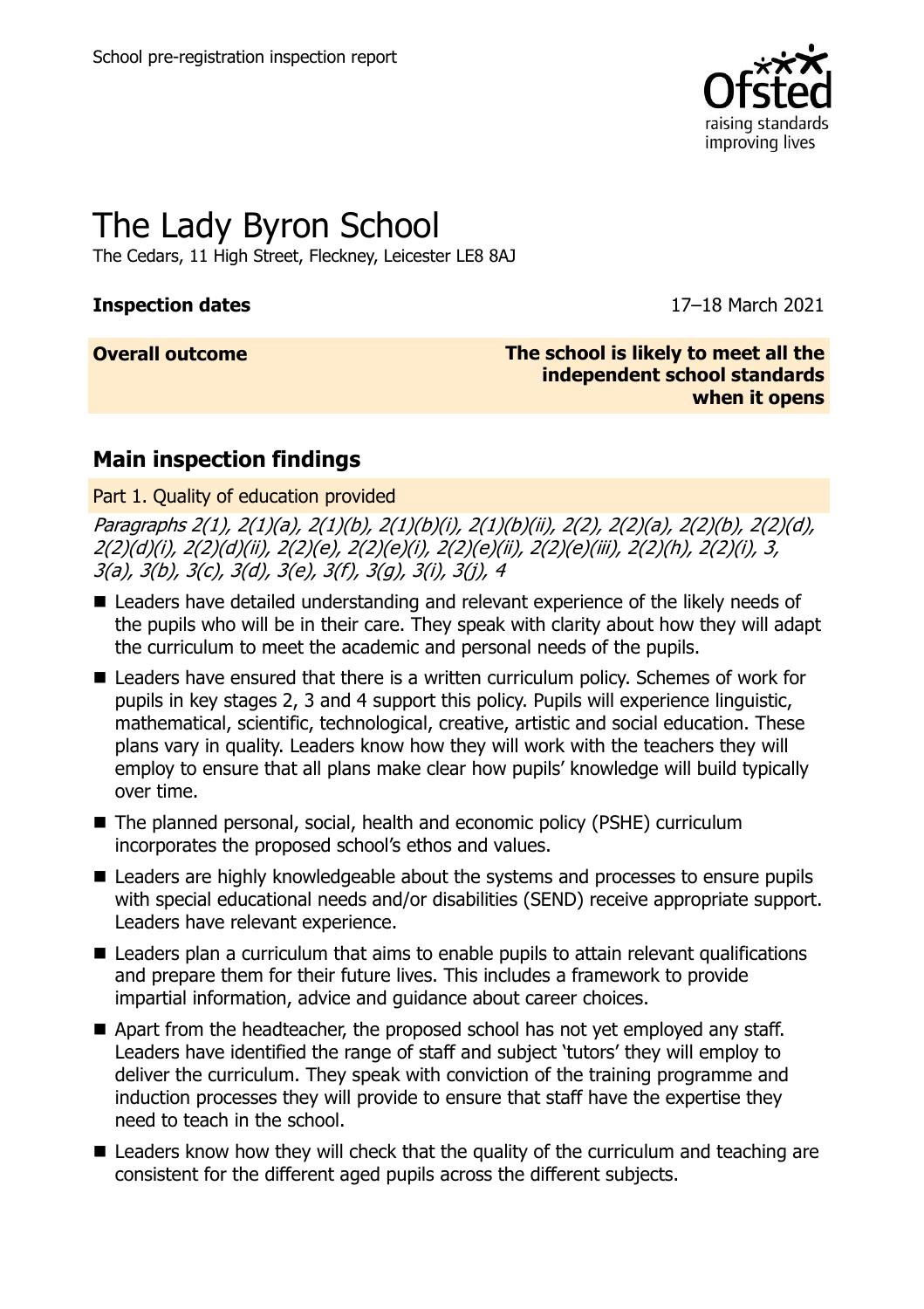School pre-registration inspection report

# The Lady Byron School

The Cedars, 11 High Street, Fleckney, Leicester LE8 8AJ

**Inspection dates** 17–18 March 2021

**Overall outcome** **The school is likely to meet all the independent school standards when it opens**

## Main inspection findings

Part 1. Quality of education provided

*Paragraphs 2(1), 2(1)(a), 2(1)(b), 2(1)(b)(i), 2(1)(b)(ii), 2(2), 2(2)(a), 2(2)(b), 2(2)(d), 2(2)(d)(i), 2(2)(d)(ii), 2(2)(e), 2(2)(e)(i), 2(2)(e)(ii), 2(2)(e)(iii), 2(2)(h), 2(2)(i), 3, 3(a), 3(b), 3(c), 3(d), 3(e), 3(f), 3(g), 3(i), 3(j), 4*

- Leaders have detailed understanding and relevant experience of the likely needs of the pupils who will be in their care. They speak with clarity about how they will adapt the curriculum to meet the academic and personal needs of the pupils.
- Leaders have ensured that there is a written curriculum policy. Schemes of work for pupils in key stages 2, 3 and 4 support this policy. Pupils will experience linguistic, mathematical, scientific, technological, creative, artistic and social education. These plans vary in quality. Leaders know how they will work with the teachers they will employ to ensure that all plans make clear how pupils' knowledge will build typically over time.
- The planned personal, social, health and economic policy (PSHE) curriculum incorporates the proposed school's ethos and values.
- Leaders are highly knowledgeable about the systems and processes to ensure pupils with special educational needs and/or disabilities (SEND) receive appropriate support. Leaders have relevant experience.
- Leaders plan a curriculum that aims to enable pupils to attain relevant qualifications and prepare them for their future lives. This includes a framework to provide impartial information, advice and guidance about career choices.
- Apart from the headteacher, the proposed school has not yet employed any staff. Leaders have identified the range of staff and subject 'tutors' they will employ to deliver the curriculum. They speak with conviction of the training programme and induction processes they will provide to ensure that staff have the expertise they need to teach in the school.
- Leaders know how they will check that the quality of the curriculum and teaching are consistent for the different aged pupils across the different subjects.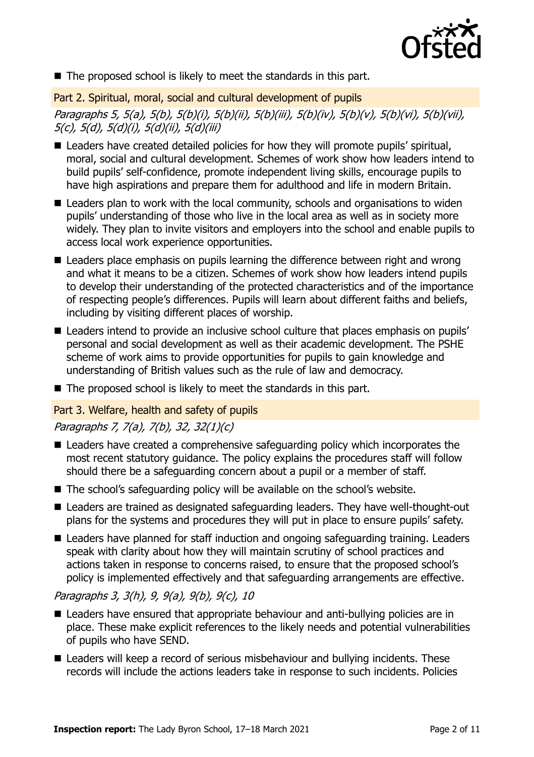- The proposed school is likely to meet the standards in this part.

## Part 2. Spiritual, moral, social and cultural development of pupils

*Paragraphs 5, 5(a), 5(b), 5(b)(i), 5(b)(ii), 5(b)(iii), 5(b)(iv), 5(b)(v), 5(b)(vi), 5(b)(vii), 5(c), 5(d), 5(d)(i), 5(d)(ii), 5(d)(iii)*

- Leaders have created detailed policies for how they will promote pupils' spiritual, moral, social and cultural development. Schemes of work show how leaders intend to build pupils' self-confidence, promote independent living skills, encourage pupils to have high aspirations and prepare them for adulthood and life in modern Britain.
- Leaders plan to work with the local community, schools and organisations to widen pupils' understanding of those who live in the local area as well as in society more widely. They plan to invite visitors and employers into the school and enable pupils to access local work experience opportunities.
- Leaders place emphasis on pupils learning the difference between right and wrong and what it means to be a citizen. Schemes of work show how leaders intend pupils to develop their understanding of the protected characteristics and of the importance of respecting people's differences. Pupils will learn about different faiths and beliefs, including by visiting different places of worship.
- Leaders intend to provide an inclusive school culture that places emphasis on pupils' personal and social development as well as their academic development. The PSHE scheme of work aims to provide opportunities for pupils to gain knowledge and understanding of British values such as the rule of law and democracy.
- The proposed school is likely to meet the standards in this part.

## Part 3. Welfare, health and safety of pupils

*Paragraphs 7, 7(a), 7(b), 32, 32(1)(c)*

- Leaders have created a comprehensive safeguarding policy which incorporates the most recent statutory guidance. The policy explains the procedures staff will follow should there be a safeguarding concern about a pupil or a member of staff.
- The school's safeguarding policy will be available on the school's website.
- Leaders are trained as designated safeguarding leaders. They have well-thought-out plans for the systems and procedures they will put in place to ensure pupils' safety.
- Leaders have planned for staff induction and ongoing safeguarding training. Leaders speak with clarity about how they will maintain scrutiny of school practices and actions taken in response to concerns raised, to ensure that the proposed school's policy is implemented effectively and that safeguarding arrangements are effective.

*Paragraphs 3, 3(h), 9, 9(a), 9(b), 9(c), 10*

- Leaders have ensured that appropriate behaviour and anti-bullying policies are in place. These make explicit references to the likely needs and potential vulnerabilities of pupils who have SEND.
- Leaders will keep a record of serious misbehaviour and bullying incidents. These records will include the actions leaders take in response to such incidents. Policies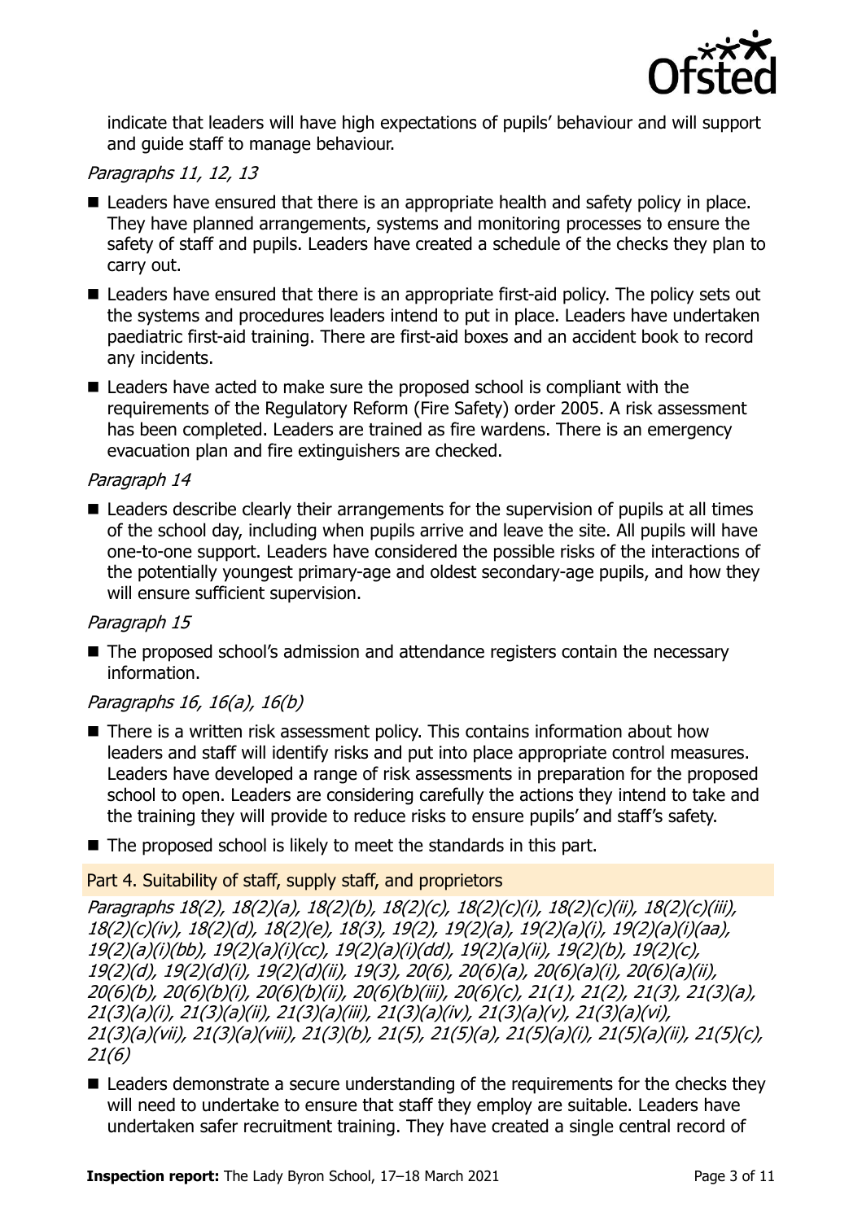indicate that leaders will have high expectations of pupils' behaviour and will support and guide staff to manage behaviour.

*Paragraphs 11, 12, 13*

- Leaders have ensured that there is an appropriate health and safety policy in place. They have planned arrangements, systems and monitoring processes to ensure the safety of staff and pupils. Leaders have created a schedule of the checks they plan to carry out.
- Leaders have ensured that there is an appropriate first-aid policy. The policy sets out the systems and procedures leaders intend to put in place. Leaders have undertaken paediatric first-aid training. There are first-aid boxes and an accident book to record any incidents.
- Leaders have acted to make sure the proposed school is compliant with the requirements of the Regulatory Reform (Fire Safety) order 2005. A risk assessment has been completed. Leaders are trained as fire wardens. There is an emergency evacuation plan and fire extinguishers are checked.

*Paragraph 14*

- Leaders describe clearly their arrangements for the supervision of pupils at all times of the school day, including when pupils arrive and leave the site. All pupils will have one-to-one support. Leaders have considered the possible risks of the interactions of the potentially youngest primary-age and oldest secondary-age pupils, and how they will ensure sufficient supervision.

*Paragraph 15*

- The proposed school's admission and attendance registers contain the necessary information.

*Paragraphs 16, 16(a), 16(b)*

- There is a written risk assessment policy. This contains information about how leaders and staff will identify risks and put into place appropriate control measures. Leaders have developed a range of risk assessments in preparation for the proposed school to open. Leaders are considering carefully the actions they intend to take and the training they will provide to reduce risks to ensure pupils' and staff's safety.
- The proposed school is likely to meet the standards in this part.

## Part 4. Suitability of staff, supply staff, and proprietors

*Paragraphs 18(2), 18(2)(a), 18(2)(b), 18(2)(c), 18(2)(c)(i), 18(2)(c)(ii), 18(2)(c)(iii), 18(2)(c)(iv), 18(2)(d), 18(2)(e), 18(3), 19(2), 19(2)(a), 19(2)(a)(i), 19(2)(a)(i)(aa), 19(2)(a)(i)(bb), 19(2)(a)(i)(cc), 19(2)(a)(i)(dd), 19(2)(a)(ii), 19(2)(b), 19(2)(c), 19(2)(d), 19(2)(d)(i), 19(2)(d)(ii), 19(3), 20(6), 20(6)(a), 20(6)(a)(i), 20(6)(a)(ii), 20(6)(b), 20(6)(b)(i), 20(6)(b)(ii), 20(6)(b)(iii), 20(6)(c), 21(1), 21(2), 21(3), 21(3)(a), 21(3)(a)(i), 21(3)(a)(ii), 21(3)(a)(iii), 21(3)(a)(iv), 21(3)(a)(v), 21(3)(a)(vi), 21(3)(a)(vii), 21(3)(a)(viii), 21(3)(b), 21(5), 21(5)(a), 21(5)(a)(i), 21(5)(a)(ii), 21(5)(c), 21(6)*

- Leaders demonstrate a secure understanding of the requirements for the checks they will need to undertake to ensure that staff they employ are suitable. Leaders have undertaken safer recruitment training. They have created a single central record of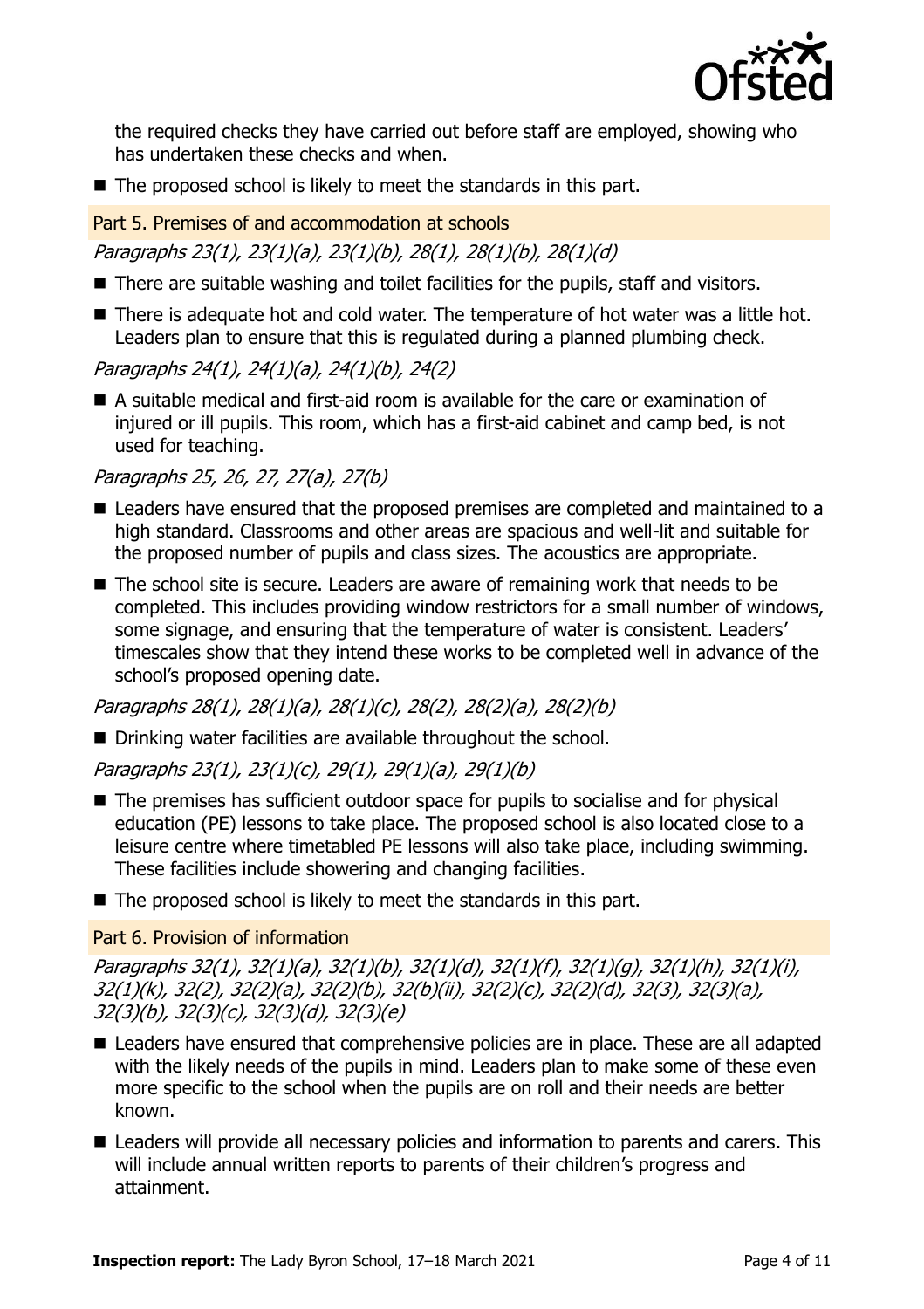the required checks they have carried out before staff are employed, showing who has undertaken these checks and when.

- The proposed school is likely to meet the standards in this part.

### Part 5. Premises of and accommodation at schools

*Paragraphs 23(1), 23(1)(a), 23(1)(b), 28(1), 28(1)(b), 28(1)(d)*

- There are suitable washing and toilet facilities for the pupils, staff and visitors.
- There is adequate hot and cold water. The temperature of hot water was a little hot. Leaders plan to ensure that this is regulated during a planned plumbing check.

*Paragraphs 24(1), 24(1)(a), 24(1)(b), 24(2)*

- A suitable medical and first-aid room is available for the care or examination of injured or ill pupils. This room, which has a first-aid cabinet and camp bed, is not used for teaching.

*Paragraphs 25, 26, 27, 27(a), 27(b)*

- Leaders have ensured that the proposed premises are completed and maintained to a high standard. Classrooms and other areas are spacious and well-lit and suitable for the proposed number of pupils and class sizes. The acoustics are appropriate.
- The school site is secure. Leaders are aware of remaining work that needs to be completed. This includes providing window restrictors for a small number of windows, some signage, and ensuring that the temperature of water is consistent. Leaders' timescales show that they intend these works to be completed well in advance of the school's proposed opening date.

*Paragraphs 28(1), 28(1)(a), 28(1)(c), 28(2), 28(2)(a), 28(2)(b)*

- Drinking water facilities are available throughout the school.

*Paragraphs 23(1), 23(1)(c), 29(1), 29(1)(a), 29(1)(b)*

- The premises has sufficient outdoor space for pupils to socialise and for physical education (PE) lessons to take place. The proposed school is also located close to a leisure centre where timetabled PE lessons will also take place, including swimming. These facilities include showering and changing facilities.
- The proposed school is likely to meet the standards in this part.

### Part 6. Provision of information

*Paragraphs 32(1), 32(1)(a), 32(1)(b), 32(1)(d), 32(1)(f), 32(1)(g), 32(1)(h), 32(1)(i), 32(1)(k), 32(2), 32(2)(a), 32(2)(b), 32(b)(ii), 32(2)(c), 32(2)(d), 32(3), 32(3)(a), 32(3)(b), 32(3)(c), 32(3)(d), 32(3)(e)*

- Leaders have ensured that comprehensive policies are in place. These are all adapted with the likely needs of the pupils in mind. Leaders plan to make some of these even more specific to the school when the pupils are on roll and their needs are better known.
- Leaders will provide all necessary policies and information to parents and carers. This will include annual written reports to parents of their children's progress and attainment.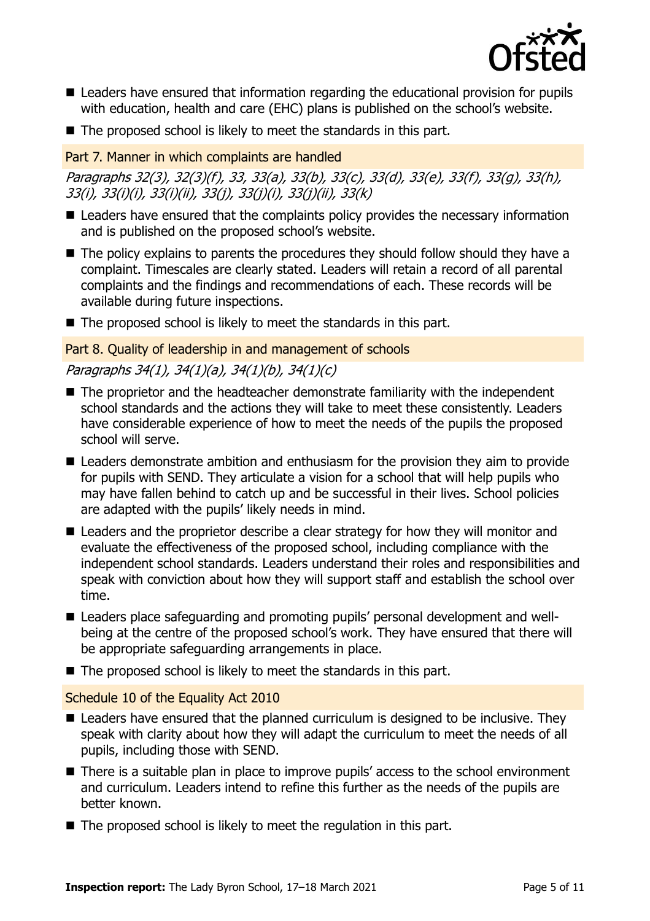- Leaders have ensured that information regarding the educational provision for pupils with education, health and care (EHC) plans is published on the school's website.
- The proposed school is likely to meet the standards in this part.

### Part 7. Manner in which complaints are handled

*Paragraphs 32(3), 32(3)(f), 33, 33(a), 33(b), 33(c), 33(d), 33(e), 33(f), 33(g), 33(h), 33(i), 33(i)(i), 33(i)(ii), 33(j), 33(j)(i), 33(j)(ii), 33(k)*

- Leaders have ensured that the complaints policy provides the necessary information and is published on the proposed school's website.
- The policy explains to parents the procedures they should follow should they have a complaint. Timescales are clearly stated. Leaders will retain a record of all parental complaints and the findings and recommendations of each. These records will be available during future inspections.
- The proposed school is likely to meet the standards in this part.

### Part 8. Quality of leadership in and management of schools

*Paragraphs 34(1), 34(1)(a), 34(1)(b), 34(1)(c)*

- The proprietor and the headteacher demonstrate familiarity with the independent school standards and the actions they will take to meet these consistently. Leaders have considerable experience of how to meet the needs of the pupils the proposed school will serve.
- Leaders demonstrate ambition and enthusiasm for the provision they aim to provide for pupils with SEND. They articulate a vision for a school that will help pupils who may have fallen behind to catch up and be successful in their lives. School policies are adapted with the pupils' likely needs in mind.
- Leaders and the proprietor describe a clear strategy for how they will monitor and evaluate the effectiveness of the proposed school, including compliance with the independent school standards. Leaders understand their roles and responsibilities and speak with conviction about how they will support staff and establish the school over time.
- Leaders place safeguarding and promoting pupils' personal development and well-being at the centre of the proposed school's work. They have ensured that there will be appropriate safeguarding arrangements in place.
- The proposed school is likely to meet the standards in this part.

### Schedule 10 of the Equality Act 2010

- Leaders have ensured that the planned curriculum is designed to be inclusive. They speak with clarity about how they will adapt the curriculum to meet the needs of all pupils, including those with SEND.
- There is a suitable plan in place to improve pupils' access to the school environment and curriculum. Leaders intend to refine this further as the needs of the pupils are better known.
- The proposed school is likely to meet the regulation in this part.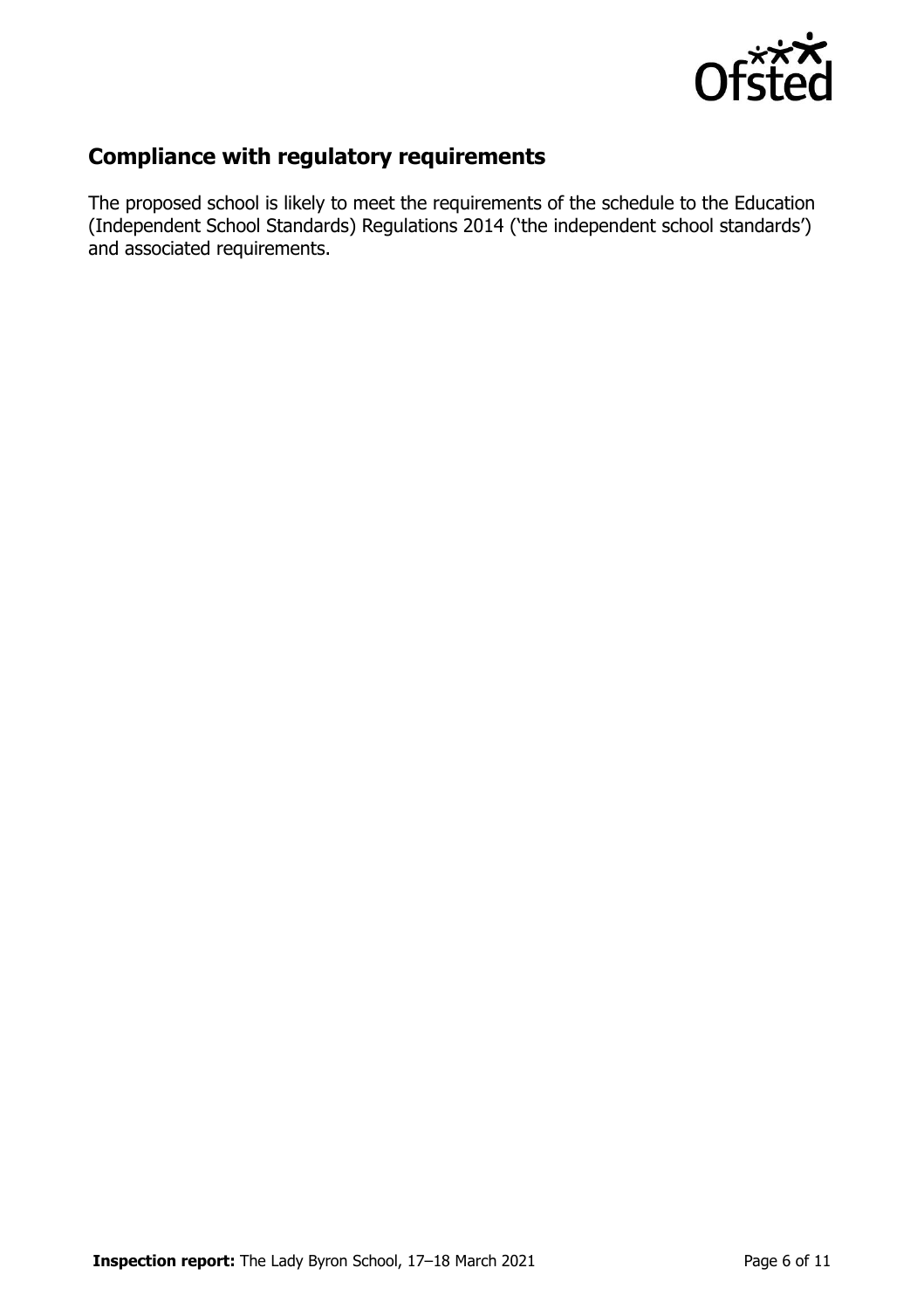## Compliance with regulatory requirements

The proposed school is likely to meet the requirements of the schedule to the Education (Independent School Standards) Regulations 2014 ('the independent school standards') and associated requirements.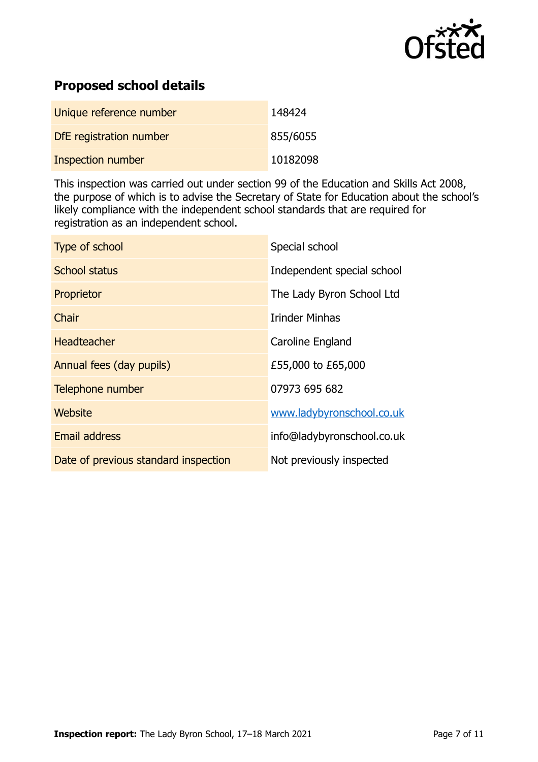## Proposed school details

| | |
|---|---|
| Unique reference number | 148424 |
| DfE registration number | 855/6055 |
| Inspection number | 10182098 |

This inspection was carried out under section 99 of the Education and Skills Act 2008, the purpose of which is to advise the Secretary of State for Education about the school's likely compliance with the independent school standards that are required for registration as an independent school.

| | |
|---|---|
| Type of school | Special school |
| School status | Independent special school |
| Proprietor | The Lady Byron School Ltd |
| Chair | Irinder Minhas |
| Headteacher | Caroline England |
| Annual fees (day pupils) | £55,000 to £65,000 |
| Telephone number | 07973 695 682 |
| Website | www.ladybyronschool.co.uk |
| Email address | info@ladybyronschool.co.uk |
| Date of previous standard inspection | Not previously inspected |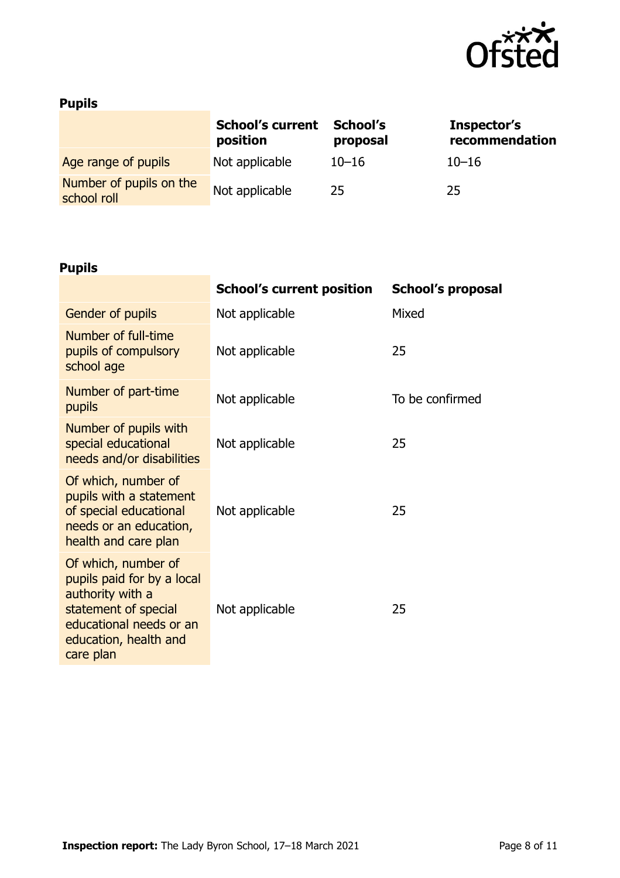**Pupils**

| | School's current position | School's proposal | Inspector's recommendation |
|---|---|---|---|
| Age range of pupils | Not applicable | 10–16 | 10–16 |
| Number of pupils on the school roll | Not applicable | 25 | 25 |

**Pupils**

| | School's current position | School's proposal |
|---|---|---|
| Gender of pupils | Not applicable | Mixed |
| Number of full-time pupils of compulsory school age | Not applicable | 25 |
| Number of part-time pupils | Not applicable | To be confirmed |
| Number of pupils with special educational needs and/or disabilities | Not applicable | 25 |
| Of which, number of pupils with a statement of special educational needs or an education, health and care plan | Not applicable | 25 |
| Of which, number of pupils paid for by a local authority with a statement of special educational needs or an education, health and care plan | Not applicable | 25 |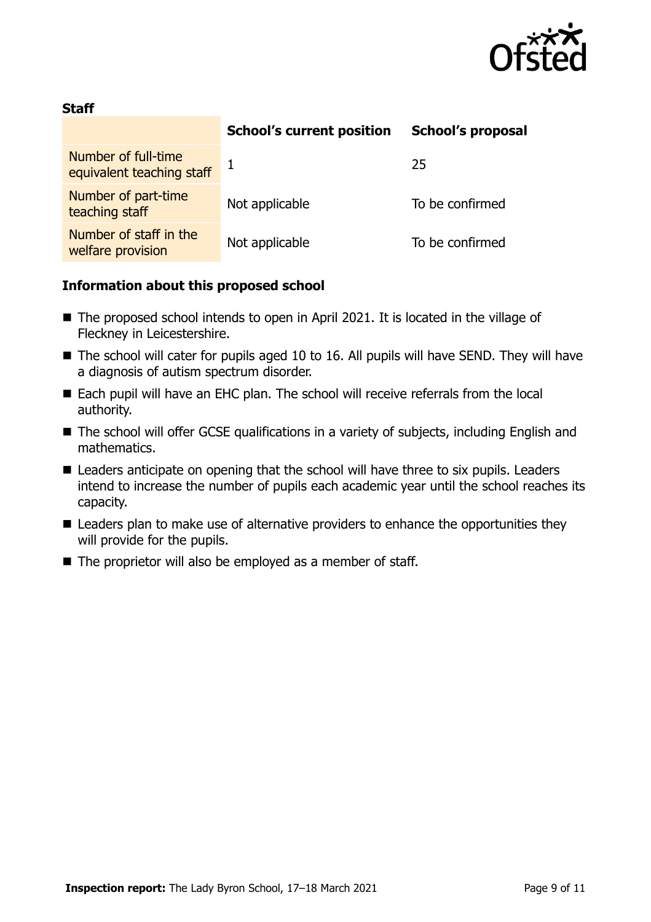**Staff**

| | School's current position | School's proposal |
| --- | --- | --- |
| Number of full-time equivalent teaching staff | 1 | 25 |
| Number of part-time teaching staff | Not applicable | To be confirmed |
| Number of staff in the welfare provision | Not applicable | To be confirmed |

### Information about this proposed school

- The proposed school intends to open in April 2021. It is located in the village of Fleckney in Leicestershire.
- The school will cater for pupils aged 10 to 16. All pupils will have SEND. They will have a diagnosis of autism spectrum disorder.
- Each pupil will have an EHC plan. The school will receive referrals from the local authority.
- The school will offer GCSE qualifications in a variety of subjects, including English and mathematics.
- Leaders anticipate on opening that the school will have three to six pupils. Leaders intend to increase the number of pupils each academic year until the school reaches its capacity.
- Leaders plan to make use of alternative providers to enhance the opportunities they will provide for the pupils.
- The proprietor will also be employed as a member of staff.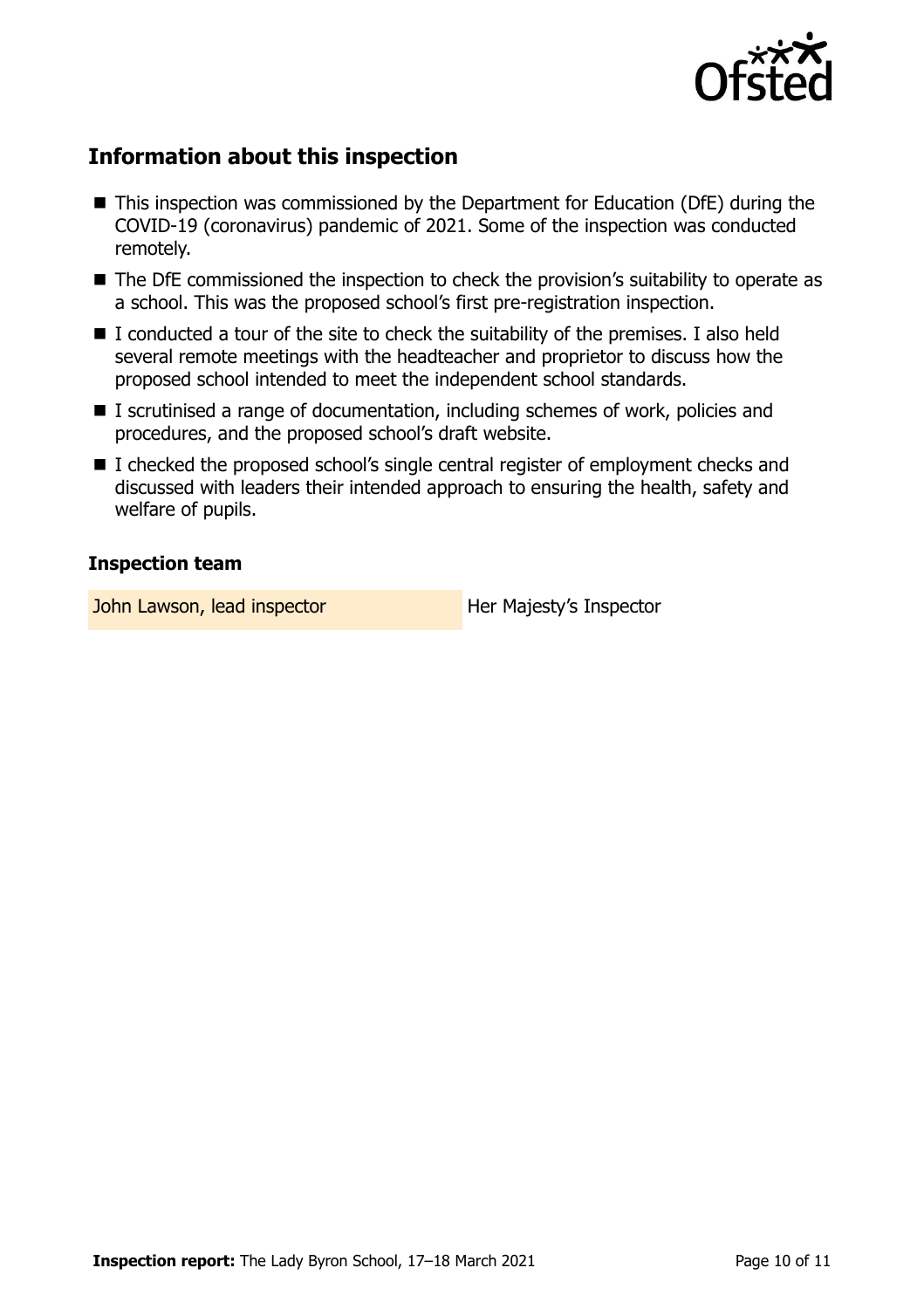## Information about this inspection

- This inspection was commissioned by the Department for Education (DfE) during the COVID-19 (coronavirus) pandemic of 2021. Some of the inspection was conducted remotely.
- The DfE commissioned the inspection to check the provision's suitability to operate as a school. This was the proposed school's first pre-registration inspection.
- I conducted a tour of the site to check the suitability of the premises. I also held several remote meetings with the headteacher and proprietor to discuss how the proposed school intended to meet the independent school standards.
- I scrutinised a range of documentation, including schemes of work, policies and procedures, and the proposed school's draft website.
- I checked the proposed school's single central register of employment checks and discussed with leaders their intended approach to ensuring the health, safety and welfare of pupils.

### Inspection team

| | |
|---|---|
| John Lawson, lead inspector | Her Majesty's Inspector |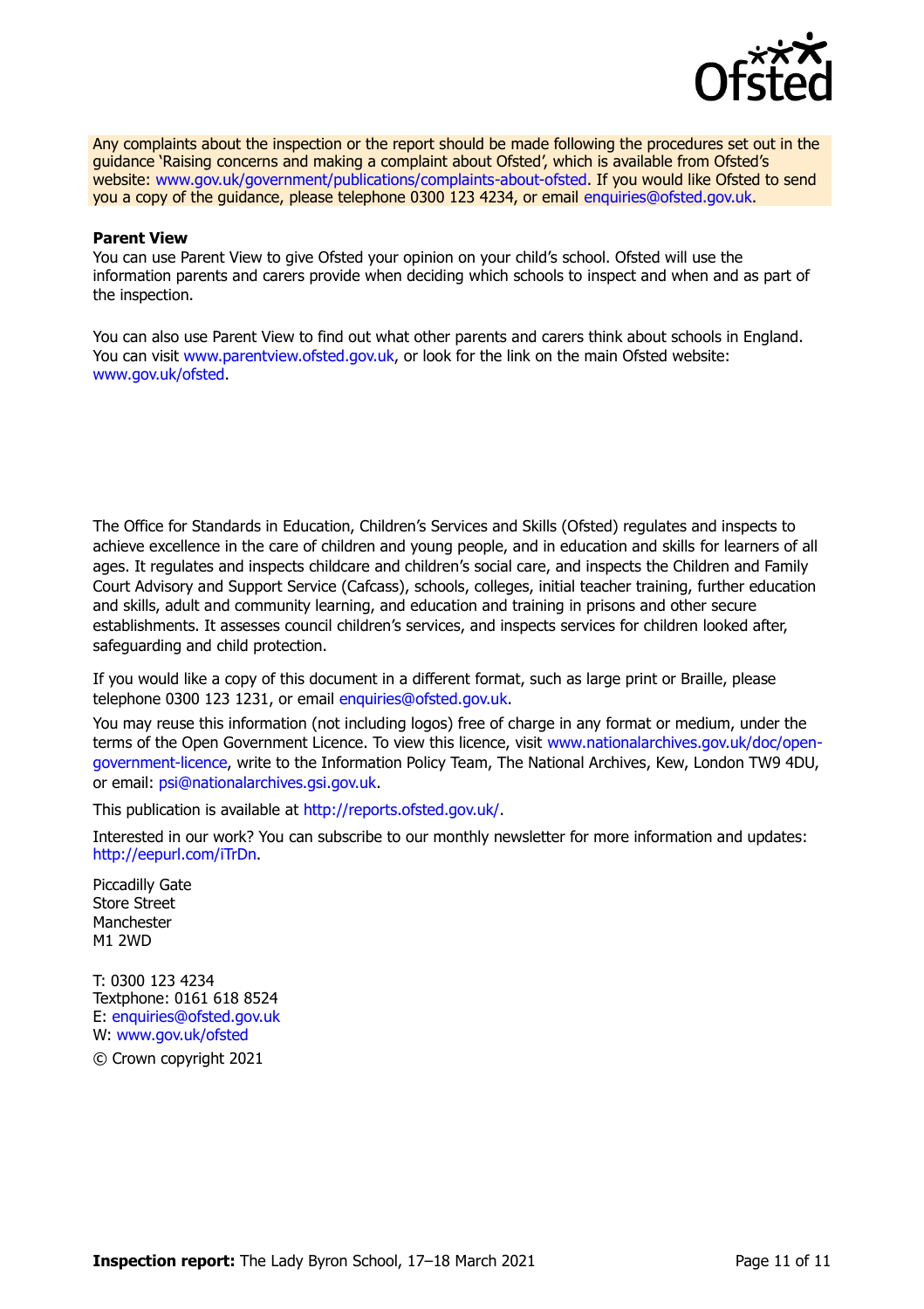Any complaints about the inspection or the report should be made following the procedures set out in the guidance 'Raising concerns and making a complaint about Ofsted', which is available from Ofsted's website: www.gov.uk/government/publications/complaints-about-ofsted. If you would like Ofsted to send you a copy of the guidance, please telephone 0300 123 4234, or email enquiries@ofsted.gov.uk.

**Parent View**

You can use Parent View to give Ofsted your opinion on your child's school. Ofsted will use the information parents and carers provide when deciding which schools to inspect and when and as part of the inspection.

You can also use Parent View to find out what other parents and carers think about schools in England. You can visit www.parentview.ofsted.gov.uk, or look for the link on the main Ofsted website: www.gov.uk/ofsted.

The Office for Standards in Education, Children's Services and Skills (Ofsted) regulates and inspects to achieve excellence in the care of children and young people, and in education and skills for learners of all ages. It regulates and inspects childcare and children's social care, and inspects the Children and Family Court Advisory and Support Service (Cafcass), schools, colleges, initial teacher training, further education and skills, adult and community learning, and education and training in prisons and other secure establishments. It assesses council children's services, and inspects services for children looked after, safeguarding and child protection.

If you would like a copy of this document in a different format, such as large print or Braille, please telephone 0300 123 1231, or email enquiries@ofsted.gov.uk.

You may reuse this information (not including logos) free of charge in any format or medium, under the terms of the Open Government Licence. To view this licence, visit www.nationalarchives.gov.uk/doc/open-government-licence, write to the Information Policy Team, The National Archives, Kew, London TW9 4DU, or email: psi@nationalarchives.gsi.gov.uk.

This publication is available at http://reports.ofsted.gov.uk/.

Interested in our work? You can subscribe to our monthly newsletter for more information and updates: http://eepurl.com/iTrDn.

Piccadilly Gate
Store Street
Manchester
M1 2WD

T: 0300 123 4234
Textphone: 0161 618 8524
E: enquiries@ofsted.gov.uk
W: www.gov.uk/ofsted

© Crown copyright 2021